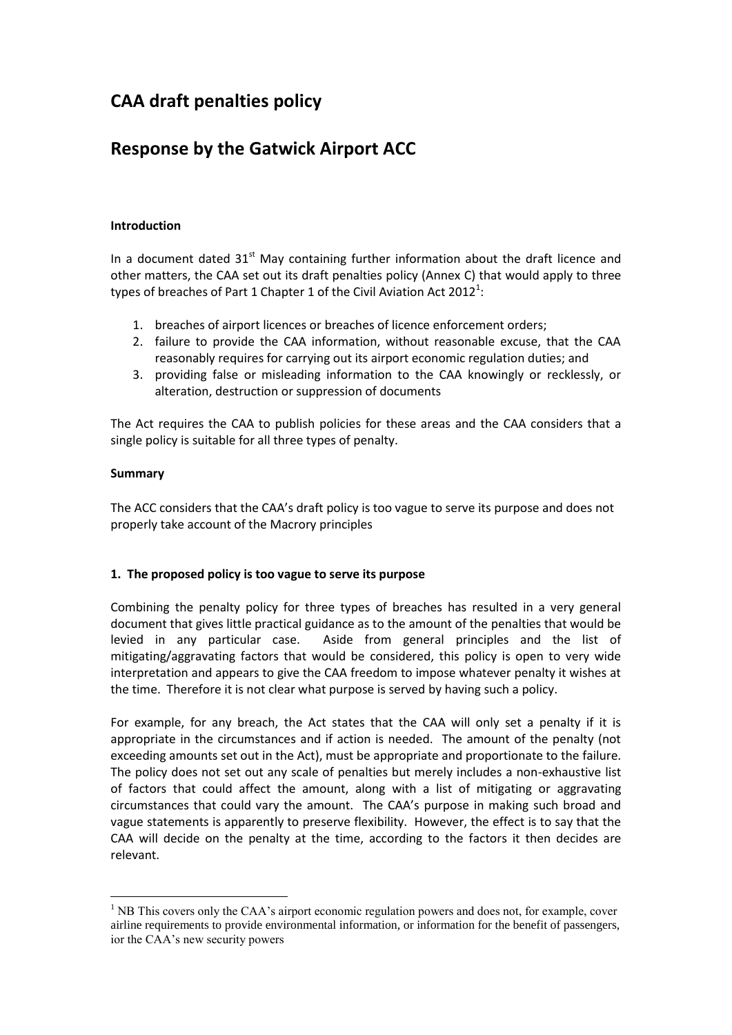# CAA draft penalties policy

# Response by the Gatwick Airport ACC

**Introduction**

In a document dated 31st May containing further information about the draft licence and other matters, the CAA set out its draft penalties policy (Annex C) that would apply to three types of breaches of Part 1 Chapter 1 of the Civil Aviation Act 2012[1]:

1. breaches of airport licences or breaches of licence enforcement orders;
2. failure to provide the CAA information, without reasonable excuse, that the CAA reasonably requires for carrying out its airport economic regulation duties; and
3. providing false or misleading information to the CAA knowingly or recklessly, or alteration, destruction or suppression of documents

The Act requires the CAA to publish policies for these areas and the CAA considers that a single policy is suitable for all three types of penalty.

**Summary**

The ACC considers that the CAA's draft policy is too vague to serve its purpose and does not properly take account of the Macrory principles

**1. The proposed policy is too vague to serve its purpose**

Combining the penalty policy for three types of breaches has resulted in a very general document that gives little practical guidance as to the amount of the penalties that would be levied in any particular case. Aside from general principles and the list of mitigating/aggravating factors that would be considered, this policy is open to very wide interpretation and appears to give the CAA freedom to impose whatever penalty it wishes at the time. Therefore it is not clear what purpose is served by having such a policy.

For example, for any breach, the Act states that the CAA will only set a penalty if it is appropriate in the circumstances and if action is needed. The amount of the penalty (not exceeding amounts set out in the Act), must be appropriate and proportionate to the failure. The policy does not set out any scale of penalties but merely includes a non-exhaustive list of factors that could affect the amount, along with a list of mitigating or aggravating circumstances that could vary the amount. The CAA's purpose in making such broad and vague statements is apparently to preserve flexibility. However, the effect is to say that the CAA will decide on the penalty at the time, according to the factors it then decides are relevant.

[1] NB This covers only the CAA's airport economic regulation powers and does not, for example, cover airline requirements to provide environmental information, or information for the benefit of passengers, ior the CAA's new security powers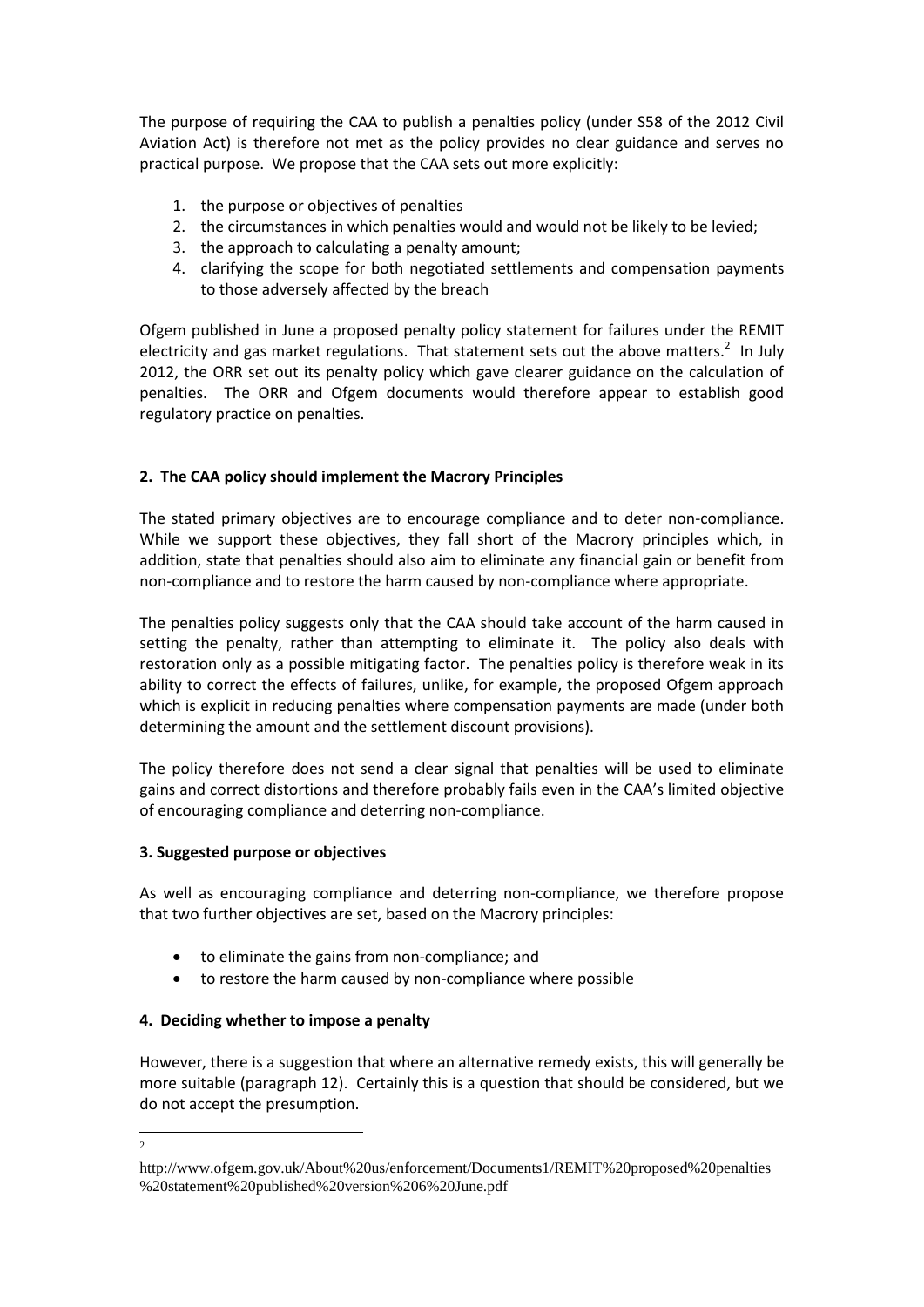The purpose of requiring the CAA to publish a penalties policy (under S58 of the 2012 Civil Aviation Act) is therefore not met as the policy provides no clear guidance and serves no practical purpose. We propose that the CAA sets out more explicitly:

1. the purpose or objectives of penalties
2. the circumstances in which penalties would and would not be likely to be levied;
3. the approach to calculating a penalty amount;
4. clarifying the scope for both negotiated settlements and compensation payments to those adversely affected by the breach

Ofgem published in June a proposed penalty policy statement for failures under the REMIT electricity and gas market regulations. That statement sets out the above matters.[2] In July 2012, the ORR set out its penalty policy which gave clearer guidance on the calculation of penalties. The ORR and Ofgem documents would therefore appear to establish good regulatory practice on penalties.

## 2. The CAA policy should implement the Macrory Principles

The stated primary objectives are to encourage compliance and to deter non-compliance. While we support these objectives, they fall short of the Macrory principles which, in addition, state that penalties should also aim to eliminate any financial gain or benefit from non-compliance and to restore the harm caused by non-compliance where appropriate.

The penalties policy suggests only that the CAA should take account of the harm caused in setting the penalty, rather than attempting to eliminate it. The policy also deals with restoration only as a possible mitigating factor. The penalties policy is therefore weak in its ability to correct the effects of failures, unlike, for example, the proposed Ofgem approach which is explicit in reducing penalties where compensation payments are made (under both determining the amount and the settlement discount provisions).

The policy therefore does not send a clear signal that penalties will be used to eliminate gains and correct distortions and therefore probably fails even in the CAA's limited objective of encouraging compliance and deterring non-compliance.

## 3. Suggested purpose or objectives

As well as encouraging compliance and deterring non-compliance, we therefore propose that two further objectives are set, based on the Macrory principles:

- to eliminate the gains from non-compliance; and
- to restore the harm caused by non-compliance where possible

## 4. Deciding whether to impose a penalty

However, there is a suggestion that where an alternative remedy exists, this will generally be more suitable (paragraph 12). Certainly this is a question that should be considered, but we do not accept the presumption.

---

[2] http://www.ofgem.gov.uk/About%20us/enforcement/Documents1/REMIT%20proposed%20penalties%20statement%20published%20version%206%20June.pdf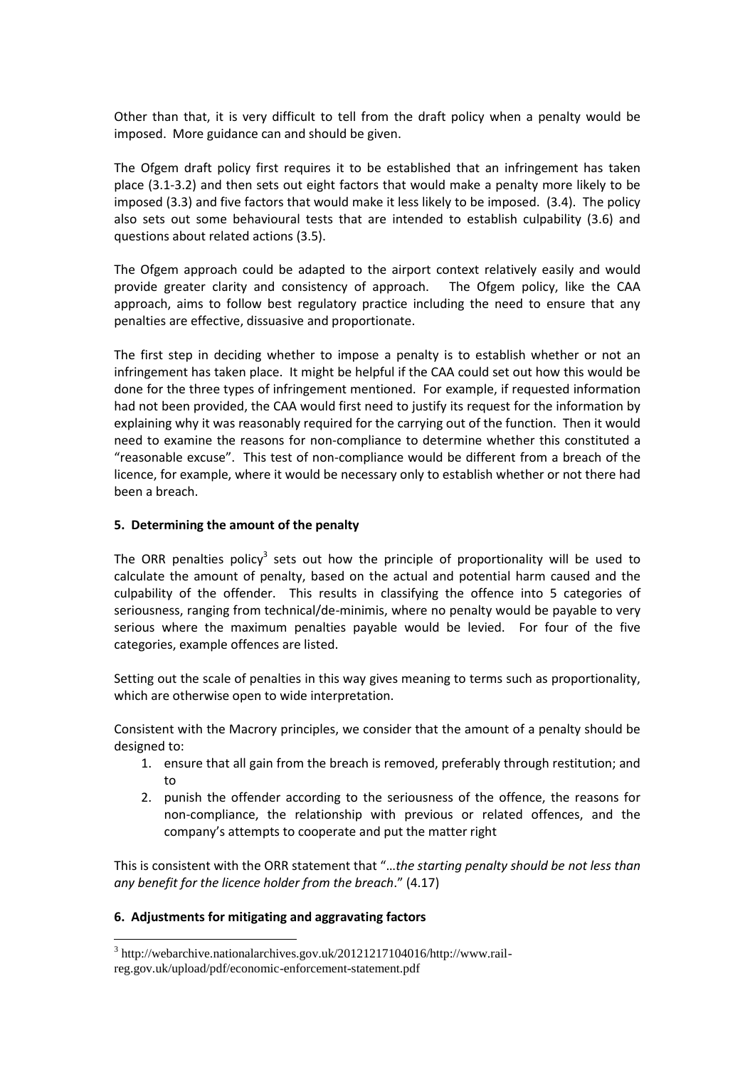Other than that, it is very difficult to tell from the draft policy when a penalty would be imposed. More guidance can and should be given.

The Ofgem draft policy first requires it to be established that an infringement has taken place (3.1-3.2) and then sets out eight factors that would make a penalty more likely to be imposed (3.3) and five factors that would make it less likely to be imposed. (3.4). The policy also sets out some behavioural tests that are intended to establish culpability (3.6) and questions about related actions (3.5).

The Ofgem approach could be adapted to the airport context relatively easily and would provide greater clarity and consistency of approach. The Ofgem policy, like the CAA approach, aims to follow best regulatory practice including the need to ensure that any penalties are effective, dissuasive and proportionate.

The first step in deciding whether to impose a penalty is to establish whether or not an infringement has taken place. It might be helpful if the CAA could set out how this would be done for the three types of infringement mentioned. For example, if requested information had not been provided, the CAA would first need to justify its request for the information by explaining why it was reasonably required for the carrying out of the function. Then it would need to examine the reasons for non-compliance to determine whether this constituted a "reasonable excuse". This test of non-compliance would be different from a breach of the licence, for example, where it would be necessary only to establish whether or not there had been a breach.

### 5. Determining the amount of the penalty

The ORR penalties policy[3] sets out how the principle of proportionality will be used to calculate the amount of penalty, based on the actual and potential harm caused and the culpability of the offender. This results in classifying the offence into 5 categories of seriousness, ranging from technical/de-minimis, where no penalty would be payable to very serious where the maximum penalties payable would be levied. For four of the five categories, example offences are listed.

Setting out the scale of penalties in this way gives meaning to terms such as proportionality, which are otherwise open to wide interpretation.

Consistent with the Macrory principles, we consider that the amount of a penalty should be designed to:

1. ensure that all gain from the breach is removed, preferably through restitution; and to
2. punish the offender according to the seriousness of the offence, the reasons for non-compliance, the relationship with previous or related offences, and the company's attempts to cooperate and put the matter right

This is consistent with the ORR statement that "*…the starting penalty should be not less than any benefit for the licence holder from the breach*." (4.17)

### 6. Adjustments for mitigating and aggravating factors

[3] http://webarchive.nationalarchives.gov.uk/20121217104016/http://www.rail-reg.gov.uk/upload/pdf/economic-enforcement-statement.pdf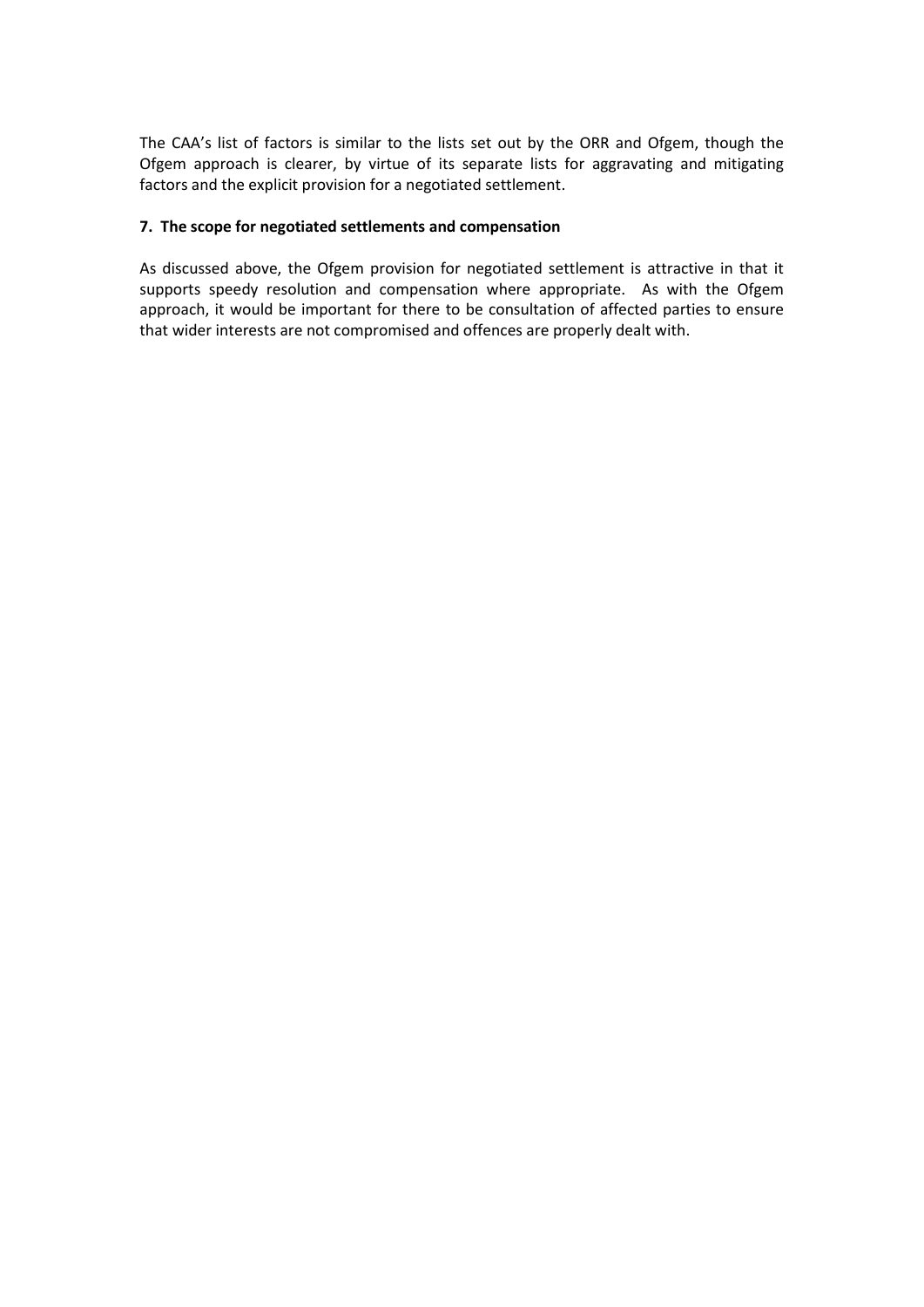The CAA's list of factors is similar to the lists set out by the ORR and Ofgem, though the Ofgem approach is clearer, by virtue of its separate lists for aggravating and mitigating factors and the explicit provision for a negotiated settlement.

### 7. The scope for negotiated settlements and compensation

As discussed above, the Ofgem provision for negotiated settlement is attractive in that it supports speedy resolution and compensation where appropriate. As with the Ofgem approach, it would be important for there to be consultation of affected parties to ensure that wider interests are not compromised and offences are properly dealt with.